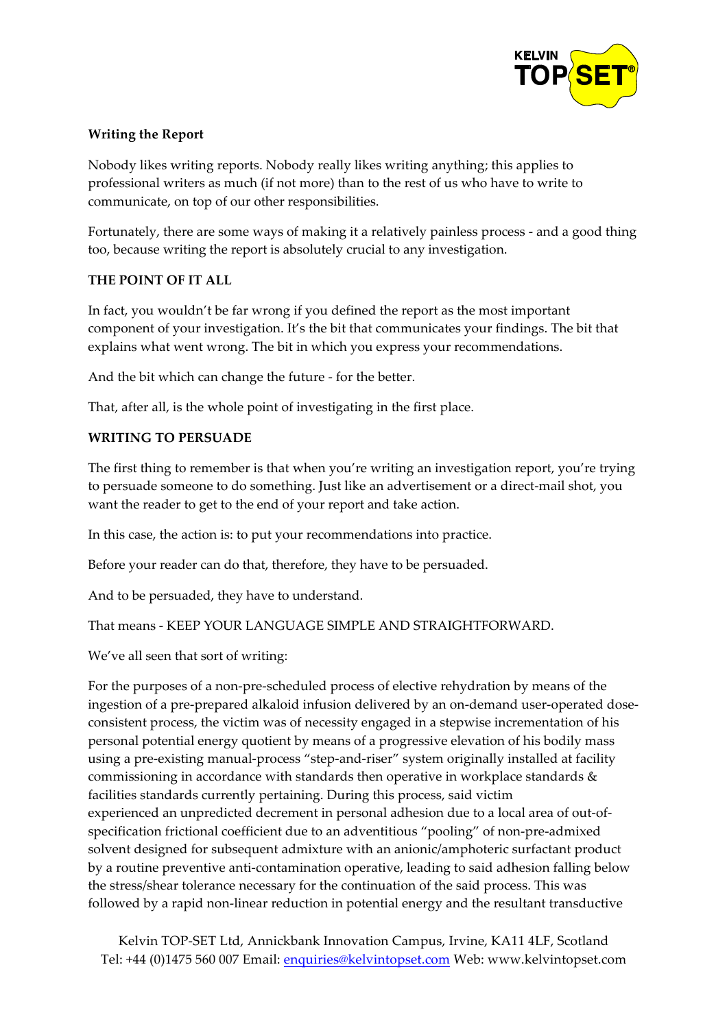**Writing the Report**

Nobody likes writing reports. Nobody really likes writing anything; this applies to professional writers as much (if not more) than to the rest of us who have to write to communicate, on top of our other responsibilities.

Fortunately, there are some ways of making it a relatively painless process - and a good thing too, because writing the report is absolutely crucial to any investigation.

**THE POINT OF IT ALL**

In fact, you wouldn't be far wrong if you defined the report as the most important component of your investigation. It's the bit that communicates your findings. The bit that explains what went wrong. The bit in which you express your recommendations.

And the bit which can change the future - for the better.

That, after all, is the whole point of investigating in the first place.

**WRITING TO PERSUADE**

The first thing to remember is that when you're writing an investigation report, you're trying to persuade someone to do something. Just like an advertisement or a direct-mail shot, you want the reader to get to the end of your report and take action.

In this case, the action is: to put your recommendations into practice.

Before your reader can do that, therefore, they have to be persuaded.

And to be persuaded, they have to understand.

That means - KEEP YOUR LANGUAGE SIMPLE AND STRAIGHTFORWARD.

We've all seen that sort of writing:

For the purposes of a non-pre-scheduled process of elective rehydration by means of the ingestion of a pre-prepared alkaloid infusion delivered by an on-demand user-operated dose-consistent process, the victim was of necessity engaged in a stepwise incrementation of his personal potential energy quotient by means of a progressive elevation of his bodily mass using a pre-existing manual-process "step-and-riser" system originally installed at facility commissioning in accordance with standards then operative in workplace standards & facilities standards currently pertaining. During this process, said victim experienced an unpredicted decrement in personal adhesion due to a local area of out-of-specification frictional coefficient due to an adventitious "pooling" of non-pre-admixed solvent designed for subsequent admixture with an anionic/amphoteric surfactant product by a routine preventive anti-contamination operative, leading to said adhesion falling below the stress/shear tolerance necessary for the continuation of the said process. This was followed by a rapid non-linear reduction in potential energy and the resultant transductive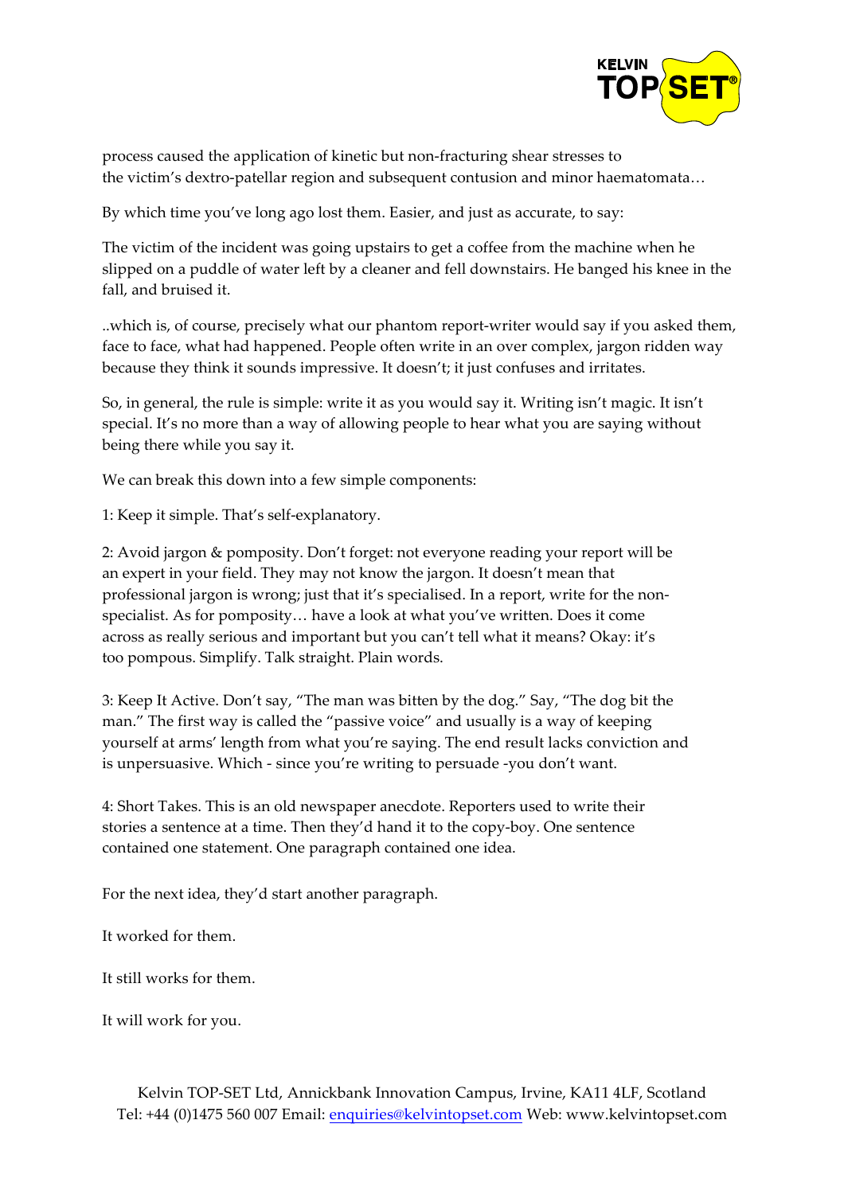process caused the application of kinetic but non-fracturing shear stresses to the victim's dextro-patellar region and subsequent contusion and minor haematomata…

By which time you've long ago lost them. Easier, and just as accurate, to say:

The victim of the incident was going upstairs to get a coffee from the machine when he slipped on a puddle of water left by a cleaner and fell downstairs. He banged his knee in the fall, and bruised it.

..which is, of course, precisely what our phantom report-writer would say if you asked them, face to face, what had happened. People often write in an over complex, jargon ridden way because they think it sounds impressive. It doesn't; it just confuses and irritates.

So, in general, the rule is simple: write it as you would say it. Writing isn't magic. It isn't special. It's no more than a way of allowing people to hear what you are saying without being there while you say it.

We can break this down into a few simple components:

1: Keep it simple. That's self-explanatory.

2: Avoid jargon & pomposity. Don't forget: not everyone reading your report will be an expert in your field. They may not know the jargon. It doesn't mean that professional jargon is wrong; just that it's specialised. In a report, write for the non-specialist. As for pomposity… have a look at what you've written. Does it come across as really serious and important but you can't tell what it means? Okay: it's too pompous. Simplify. Talk straight. Plain words.

3: Keep It Active. Don't say, "The man was bitten by the dog." Say, "The dog bit the man." The first way is called the "passive voice" and usually is a way of keeping yourself at arms' length from what you're saying. The end result lacks conviction and is unpersuasive. Which - since you're writing to persuade -you don't want.

4: Short Takes. This is an old newspaper anecdote. Reporters used to write their stories a sentence at a time. Then they'd hand it to the copy-boy. One sentence contained one statement. One paragraph contained one idea.

For the next idea, they'd start another paragraph.

It worked for them.

It still works for them.

It will work for you.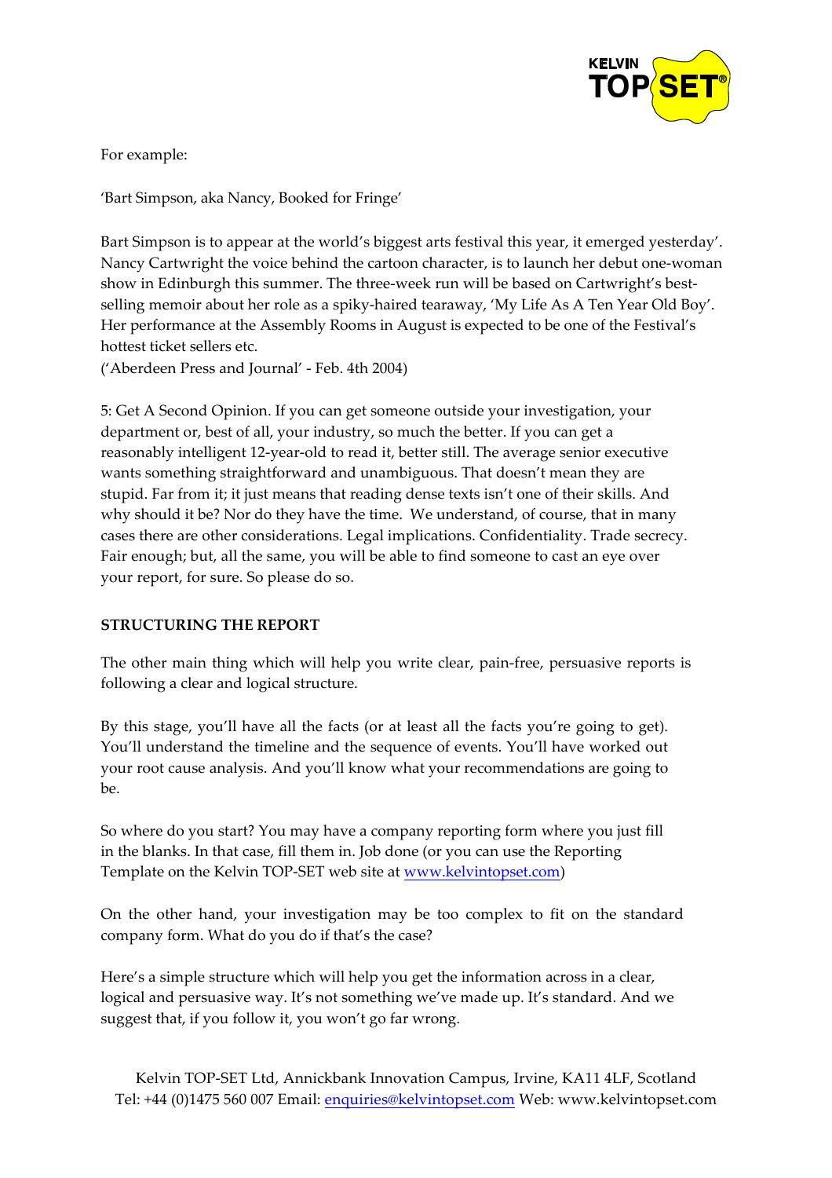For example:

'Bart Simpson, aka Nancy, Booked for Fringe'

Bart Simpson is to appear at the world's biggest arts festival this year, it emerged yesterday'. Nancy Cartwright the voice behind the cartoon character, is to launch her debut one-woman show in Edinburgh this summer. The three-week run will be based on Cartwright's best-selling memoir about her role as a spiky-haired tearaway, 'My Life As A Ten Year Old Boy'. Her performance at the Assembly Rooms in August is expected to be one of the Festival's hottest ticket sellers etc.
('Aberdeen Press and Journal' - Feb. 4th 2004)

5: Get A Second Opinion. If you can get someone outside your investigation, your department or, best of all, your industry, so much the better. If you can get a reasonably intelligent 12-year-old to read it, better still. The average senior executive wants something straightforward and unambiguous. That doesn't mean they are stupid. Far from it; it just means that reading dense texts isn't one of their skills. And why should it be? Nor do they have the time. We understand, of course, that in many cases there are other considerations. Legal implications. Confidentiality. Trade secrecy. Fair enough; but, all the same, you will be able to find someone to cast an eye over your report, for sure. So please do so.

## STRUCTURING THE REPORT

The other main thing which will help you write clear, pain-free, persuasive reports is following a clear and logical structure.

By this stage, you'll have all the facts (or at least all the facts you're going to get). You'll understand the timeline and the sequence of events. You'll have worked out your root cause analysis. And you'll know what your recommendations are going to be.

So where do you start? You may have a company reporting form where you just fill in the blanks. In that case, fill them in. Job done (or you can use the Reporting Template on the Kelvin TOP-SET web site at www.kelvintopset.com)

On the other hand, your investigation may be too complex to fit on the standard company form. What do you do if that's the case?

Here's a simple structure which will help you get the information across in a clear, logical and persuasive way. It's not something we've made up. It's standard. And we suggest that, if you follow it, you won't go far wrong.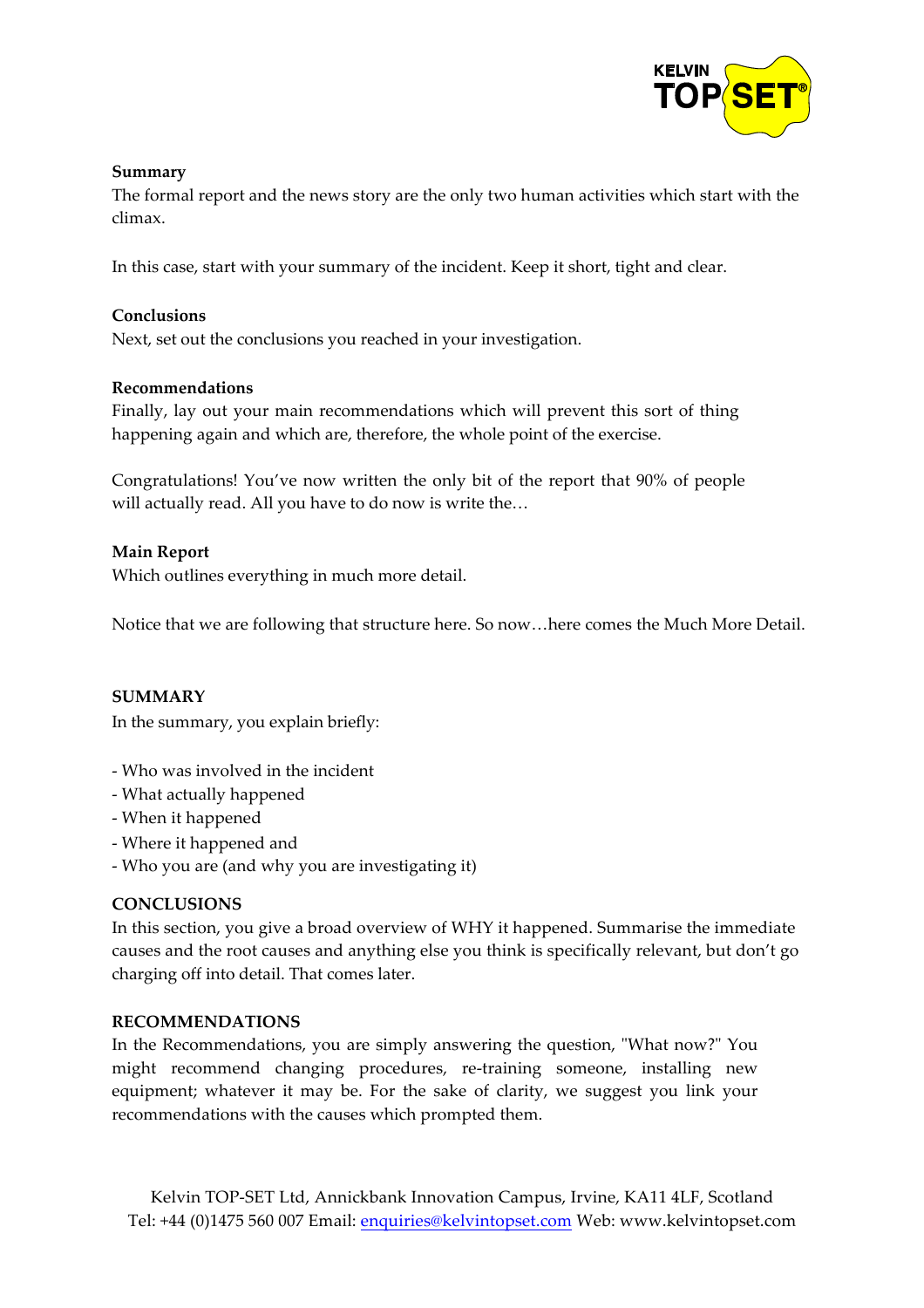**Summary**

The formal report and the news story are the only two human activities which start with the climax.

In this case, start with your summary of the incident. Keep it short, tight and clear.

**Conclusions**

Next, set out the conclusions you reached in your investigation.

**Recommendations**

Finally, lay out your main recommendations which will prevent this sort of thing happening again and which are, therefore, the whole point of the exercise.

Congratulations! You've now written the only bit of the report that 90% of people will actually read. All you have to do now is write the…

**Main Report**

Which outlines everything in much more detail.

Notice that we are following that structure here. So now…here comes the Much More Detail.

## SUMMARY

In the summary, you explain briefly:

- Who was involved in the incident
- What actually happened
- When it happened
- Where it happened and
- Who you are (and why you are investigating it)

## CONCLUSIONS

In this section, you give a broad overview of WHY it happened. Summarise the immediate causes and the root causes and anything else you think is specifically relevant, but don't go charging off into detail. That comes later.

## RECOMMENDATIONS

In the Recommendations, you are simply answering the question, "What now?" You might recommend changing procedures, re-training someone, installing new equipment; whatever it may be. For the sake of clarity, we suggest you link your recommendations with the causes which prompted them.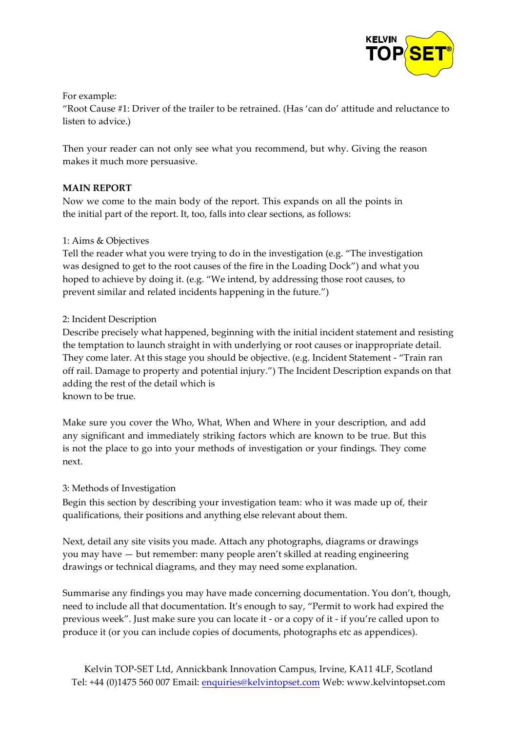For example:
"Root Cause #1: Driver of the trailer to be retrained. (Has 'can do' attitude and reluctance to listen to advice.)

Then your reader can not only see what you recommend, but why. Giving the reason makes it much more persuasive.

## MAIN REPORT

Now we come to the main body of the report. This expands on all the points in the initial part of the report. It, too, falls into clear sections, as follows:

### 1: Aims & Objectives

Tell the reader what you were trying to do in the investigation (e.g. "The investigation was designed to get to the root causes of the fire in the Loading Dock") and what you hoped to achieve by doing it. (e.g. "We intend, by addressing those root causes, to prevent similar and related incidents happening in the future.")

### 2: Incident Description

Describe precisely what happened, beginning with the initial incident statement and resisting the temptation to launch straight in with underlying or root causes or inappropriate detail. They come later. At this stage you should be objective. (e.g. Incident Statement - "Train ran off rail. Damage to property and potential injury.") The Incident Description expands on that adding the rest of the detail which is known to be true.

Make sure you cover the Who, What, When and Where in your description, and add any significant and immediately striking factors which are known to be true. But this is not the place to go into your methods of investigation or your findings. They come next.

### 3: Methods of Investigation

Begin this section by describing your investigation team: who it was made up of, their qualifications, their positions and anything else relevant about them.

Next, detail any site visits you made. Attach any photographs, diagrams or drawings you may have — but remember: many people aren't skilled at reading engineering drawings or technical diagrams, and they may need some explanation.

Summarise any findings you may have made concerning documentation. You don't, though, need to include all that documentation. It's enough to say, "Permit to work had expired the previous week". Just make sure you can locate it - or a copy of it - if you're called upon to produce it (or you can include copies of documents, photographs etc as appendices).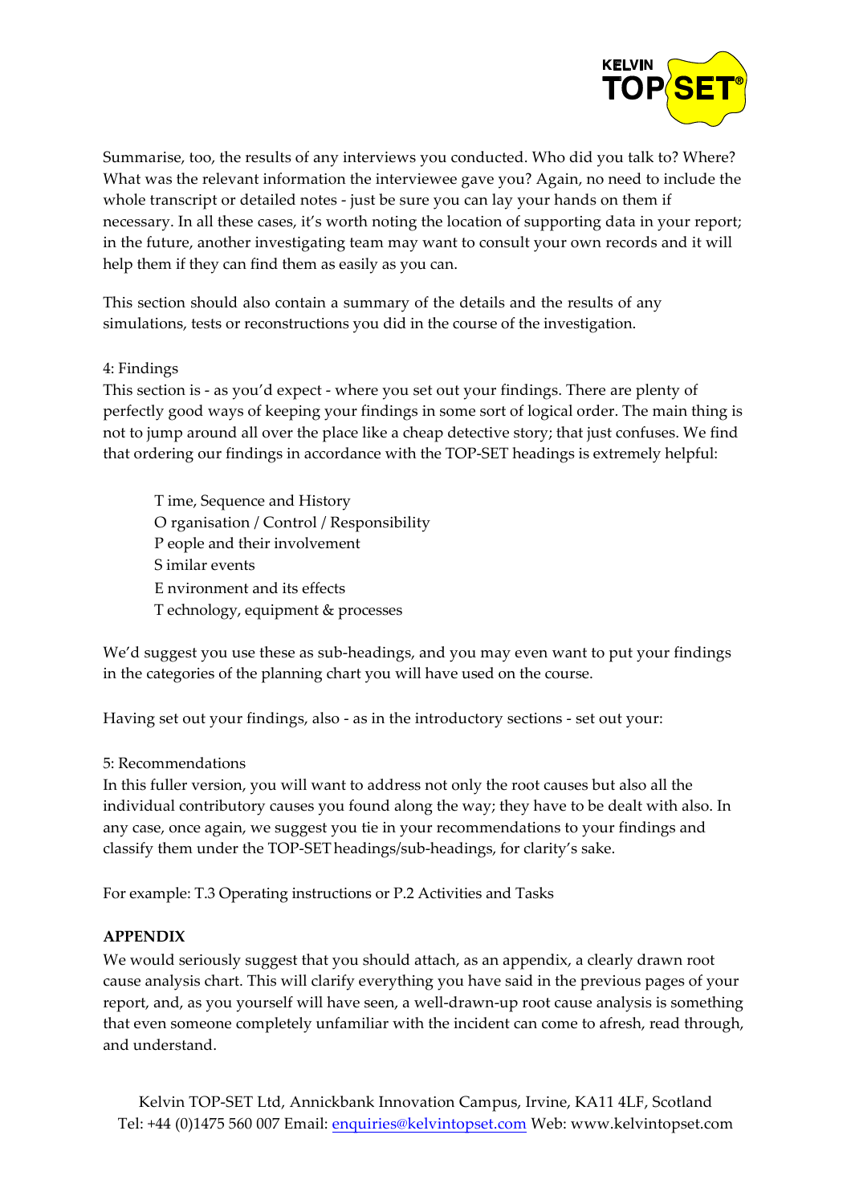Summarise, too, the results of any interviews you conducted. Who did you talk to? Where? What was the relevant information the interviewee gave you? Again, no need to include the whole transcript or detailed notes - just be sure you can lay your hands on them if necessary. In all these cases, it's worth noting the location of supporting data in your report; in the future, another investigating team may want to consult your own records and it will help them if they can find them as easily as you can.

This section should also contain a summary of the details and the results of any simulations, tests or reconstructions you did in the course of the investigation.

4: Findings

This section is - as you'd expect - where you set out your findings. There are plenty of perfectly good ways of keeping your findings in some sort of logical order. The main thing is not to jump around all over the place like a cheap detective story; that just confuses. We find that ordering our findings in accordance with the TOP-SET headings is extremely helpful:

T ime, Sequence and History
O rganisation / Control / Responsibility
P eople and their involvement
S imilar events
E nvironment and its effects
T echnology, equipment & processes

We'd suggest you use these as sub-headings, and you may even want to put your findings in the categories of the planning chart you will have used on the course.

Having set out your findings, also - as in the introductory sections - set out your:

5: Recommendations

In this fuller version, you will want to address not only the root causes but also all the individual contributory causes you found along the way; they have to be dealt with also. In any case, once again, we suggest you tie in your recommendations to your findings and classify them under the TOP-SET headings/sub-headings, for clarity's sake.

For example: T.3 Operating instructions or P.2 Activities and Tasks

**APPENDIX**

We would seriously suggest that you should attach, as an appendix, a clearly drawn root cause analysis chart. This will clarify everything you have said in the previous pages of your report, and, as you yourself will have seen, a well-drawn-up root cause analysis is something that even someone completely unfamiliar with the incident can come to afresh, read through, and understand.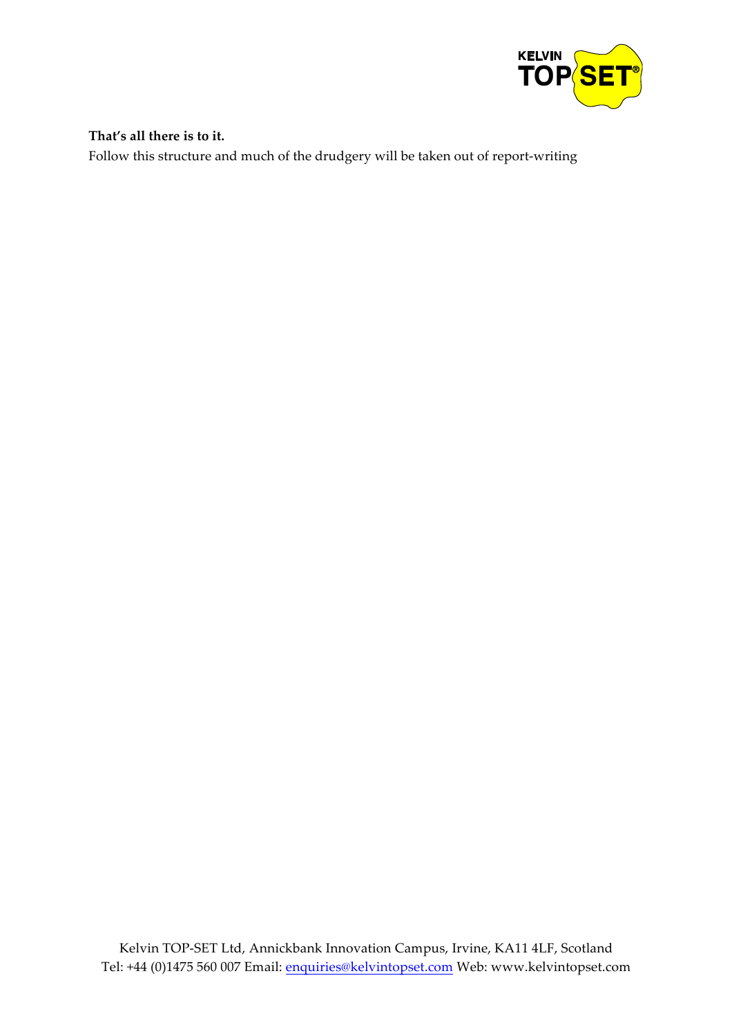**That's all there is to it.**

Follow this structure and much of the drudgery will be taken out of report-writing